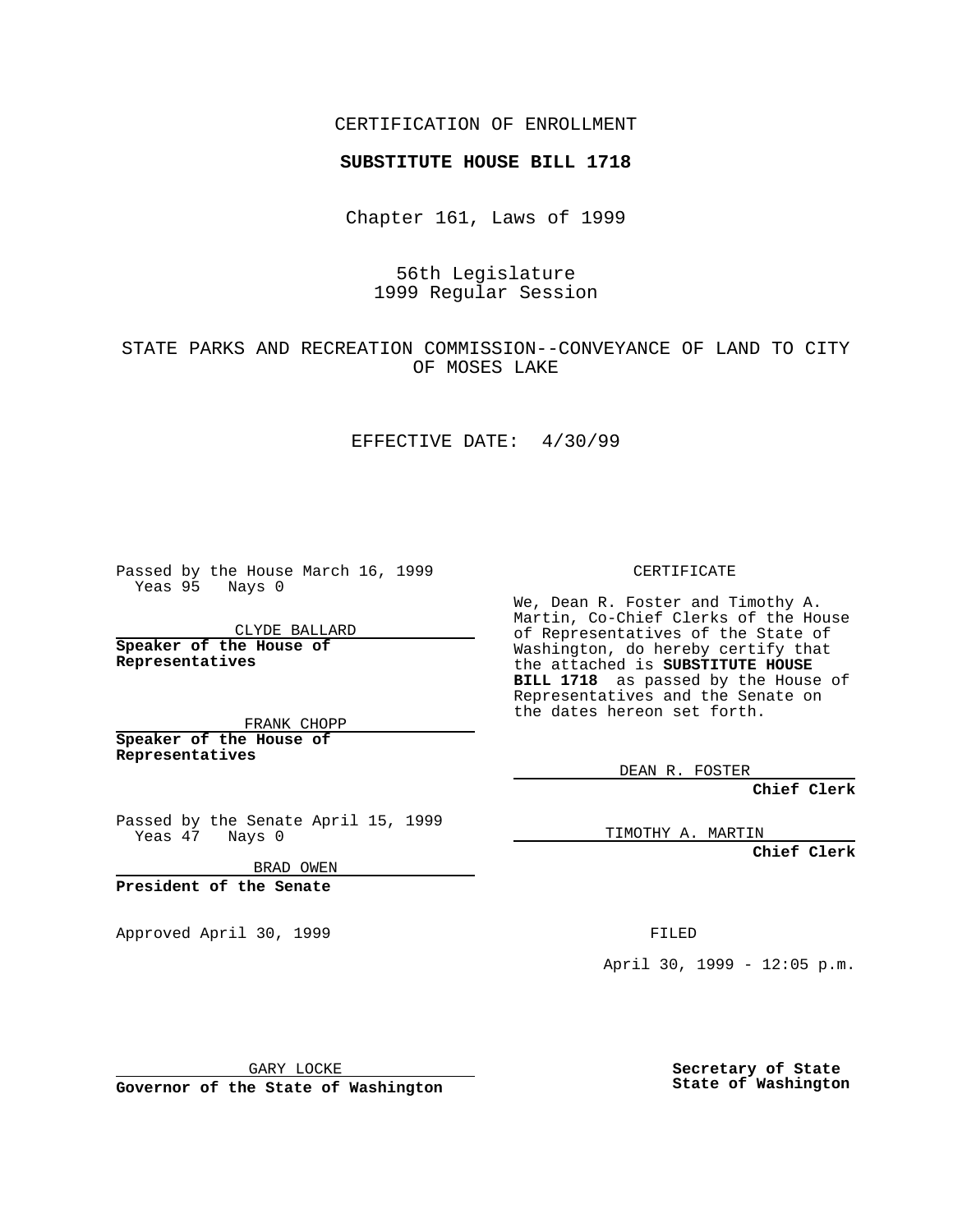CERTIFICATION OF ENROLLMENT

**SUBSTITUTE HOUSE BILL 1718**

Chapter 161, Laws of 1999

56th Legislature
1999 Regular Session

STATE PARKS AND RECREATION COMMISSION--CONVEYANCE OF LAND TO CITY OF MOSES LAKE

EFFECTIVE DATE: 4/30/99

Passed by the House March 16, 1999
Yeas 95 Nays 0

CLYDE BALLARD

**Speaker of the House of Representatives**

FRANK CHOPP

**Speaker of the House of Representatives**

Passed by the Senate April 15, 1999
Yeas 47 Nays 0

BRAD OWEN

**President of the Senate**

Approved April 30, 1999

GARY LOCKE

**Governor of the State of Washington**

CERTIFICATE

We, Dean R. Foster and Timothy A. Martin, Co-Chief Clerks of the House of Representatives of the State of Washington, do hereby certify that the attached is **SUBSTITUTE HOUSE BILL 1718** as passed by the House of Representatives and the Senate on the dates hereon set forth.

DEAN R. FOSTER

**Chief Clerk**

TIMOTHY A. MARTIN

**Chief Clerk**

FILED

April 30, 1999 - 12:05 p.m.

**Secretary of State**
**State of Washington**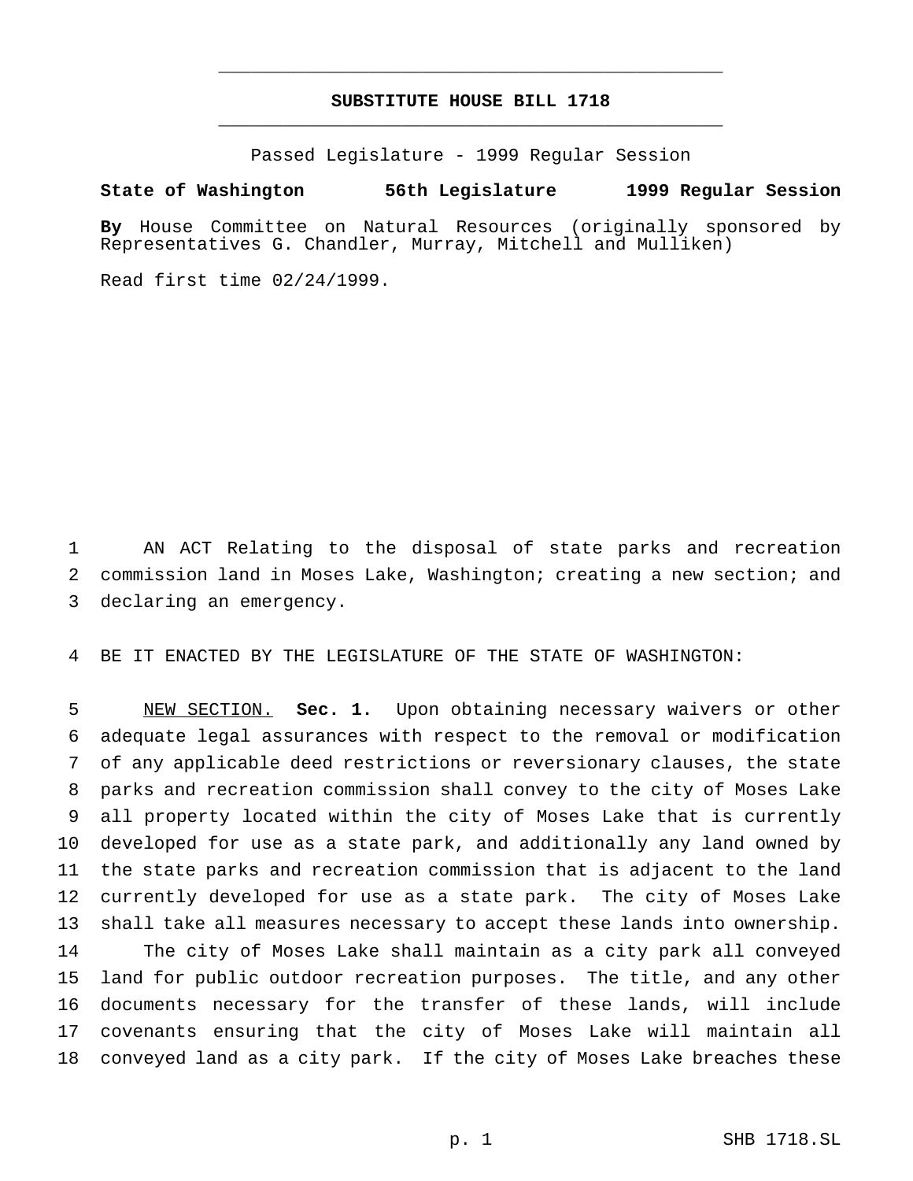# SUBSTITUTE HOUSE BILL 1718

Passed Legislature - 1999 Regular Session

**State of Washington 56th Legislature 1999 Regular Session**

**By** House Committee on Natural Resources (originally sponsored by Representatives G. Chandler, Murray, Mitchell and Mulliken)

Read first time 02/24/1999.

AN ACT Relating to the disposal of state parks and recreation commission land in Moses Lake, Washington; creating a new section; and declaring an emergency.

BE IT ENACTED BY THE LEGISLATURE OF THE STATE OF WASHINGTON:

NEW SECTION. **Sec. 1.** Upon obtaining necessary waivers or other adequate legal assurances with respect to the removal or modification of any applicable deed restrictions or reversionary clauses, the state parks and recreation commission shall convey to the city of Moses Lake all property located within the city of Moses Lake that is currently developed for use as a state park, and additionally any land owned by the state parks and recreation commission that is adjacent to the land currently developed for use as a state park. The city of Moses Lake shall take all measures necessary to accept these lands into ownership.

The city of Moses Lake shall maintain as a city park all conveyed land for public outdoor recreation purposes. The title, and any other documents necessary for the transfer of these lands, will include covenants ensuring that the city of Moses Lake will maintain all conveyed land as a city park. If the city of Moses Lake breaches these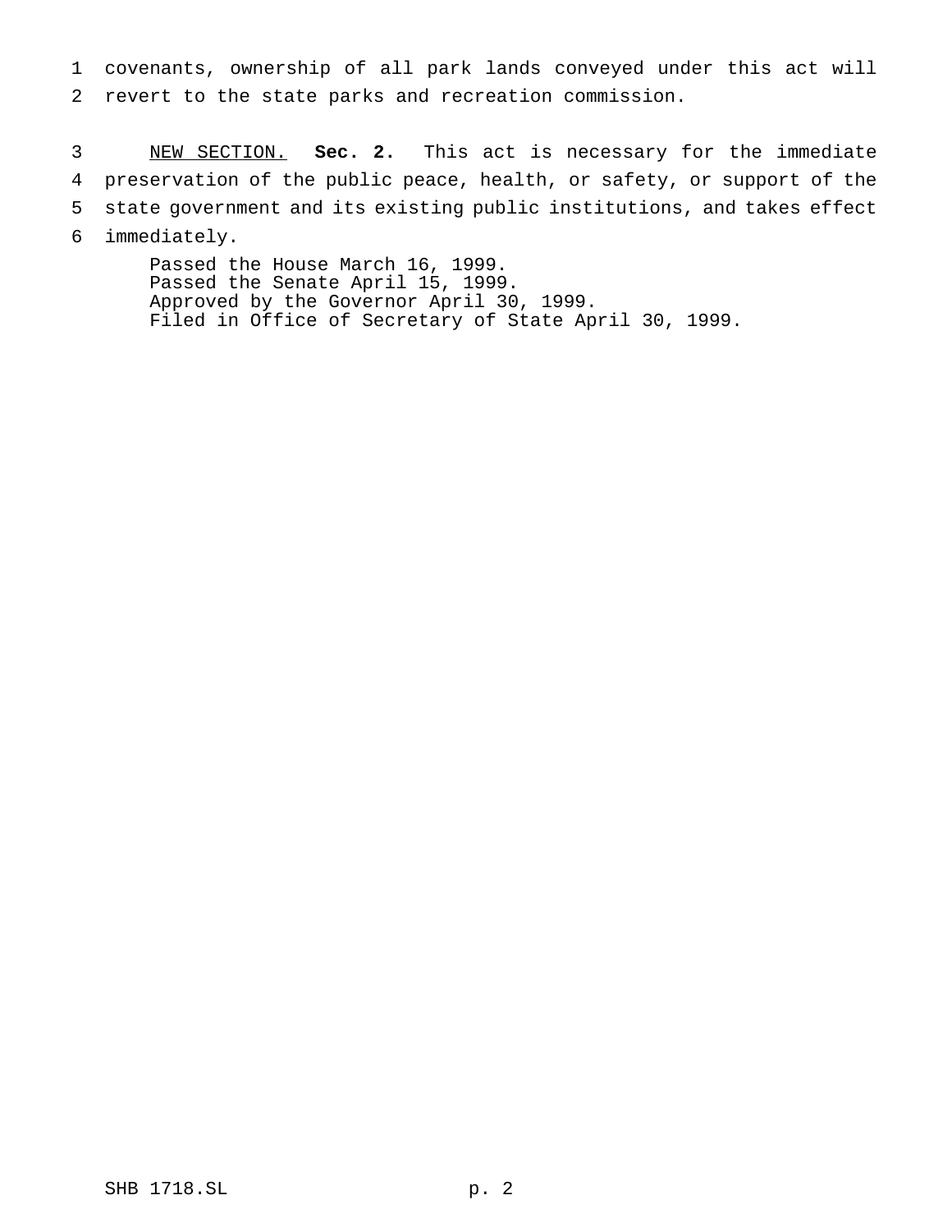covenants, ownership of all park lands conveyed under this act will revert to the state parks and recreation commission.

NEW SECTION. **Sec. 2.** This act is necessary for the immediate preservation of the public peace, health, or safety, or support of the state government and its existing public institutions, and takes effect immediately.

Passed the House March 16, 1999.
Passed the Senate April 15, 1999.
Approved by the Governor April 30, 1999.
Filed in Office of Secretary of State April 30, 1999.